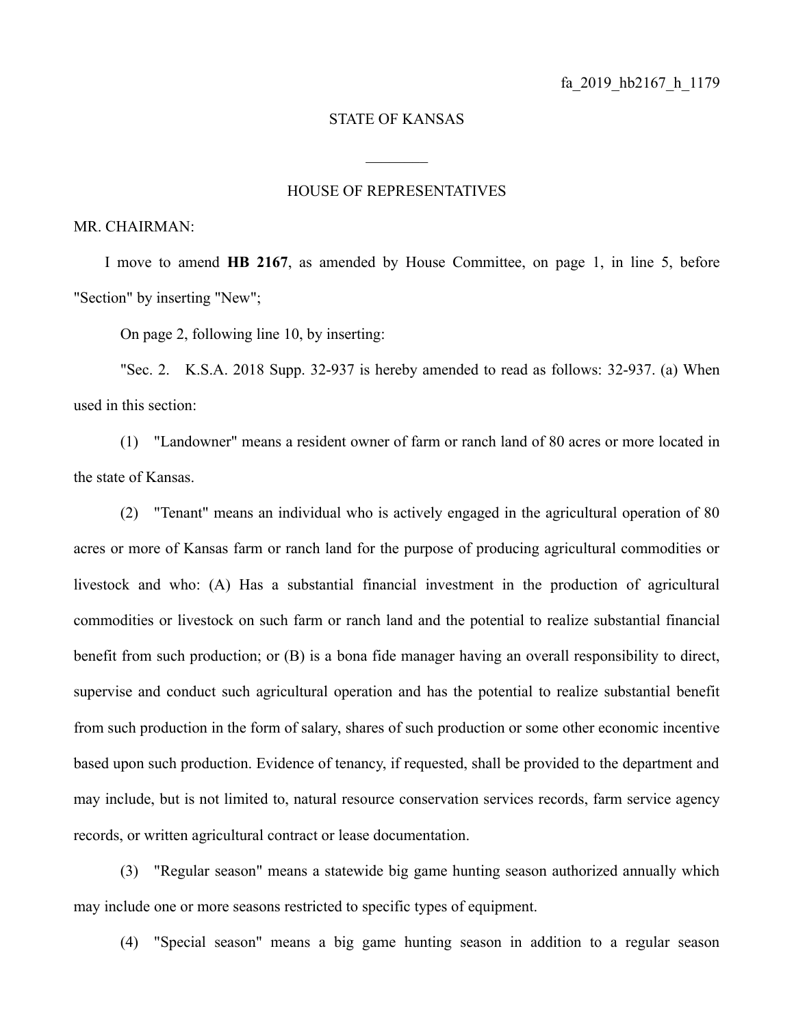fa_2019_hb2167_h_1179

STATE OF KANSAS

________

HOUSE OF REPRESENTATIVES

MR. CHAIRMAN:

I move to amend **HB 2167**, as amended by House Committee, on page 1, in line 5, before "Section" by inserting "New";

On page 2, following line 10, by inserting:

"Sec. 2. K.S.A. 2018 Supp. 32-937 is hereby amended to read as follows: 32-937. (a) When used in this section:

(1) "Landowner" means a resident owner of farm or ranch land of 80 acres or more located in the state of Kansas.

(2) "Tenant" means an individual who is actively engaged in the agricultural operation of 80 acres or more of Kansas farm or ranch land for the purpose of producing agricultural commodities or livestock and who: (A) Has a substantial financial investment in the production of agricultural commodities or livestock on such farm or ranch land and the potential to realize substantial financial benefit from such production; or (B) is a bona fide manager having an overall responsibility to direct, supervise and conduct such agricultural operation and has the potential to realize substantial benefit from such production in the form of salary, shares of such production or some other economic incentive based upon such production. Evidence of tenancy, if requested, shall be provided to the department and may include, but is not limited to, natural resource conservation services records, farm service agency records, or written agricultural contract or lease documentation.

(3) "Regular season" means a statewide big game hunting season authorized annually which may include one or more seasons restricted to specific types of equipment.

(4) "Special season" means a big game hunting season in addition to a regular season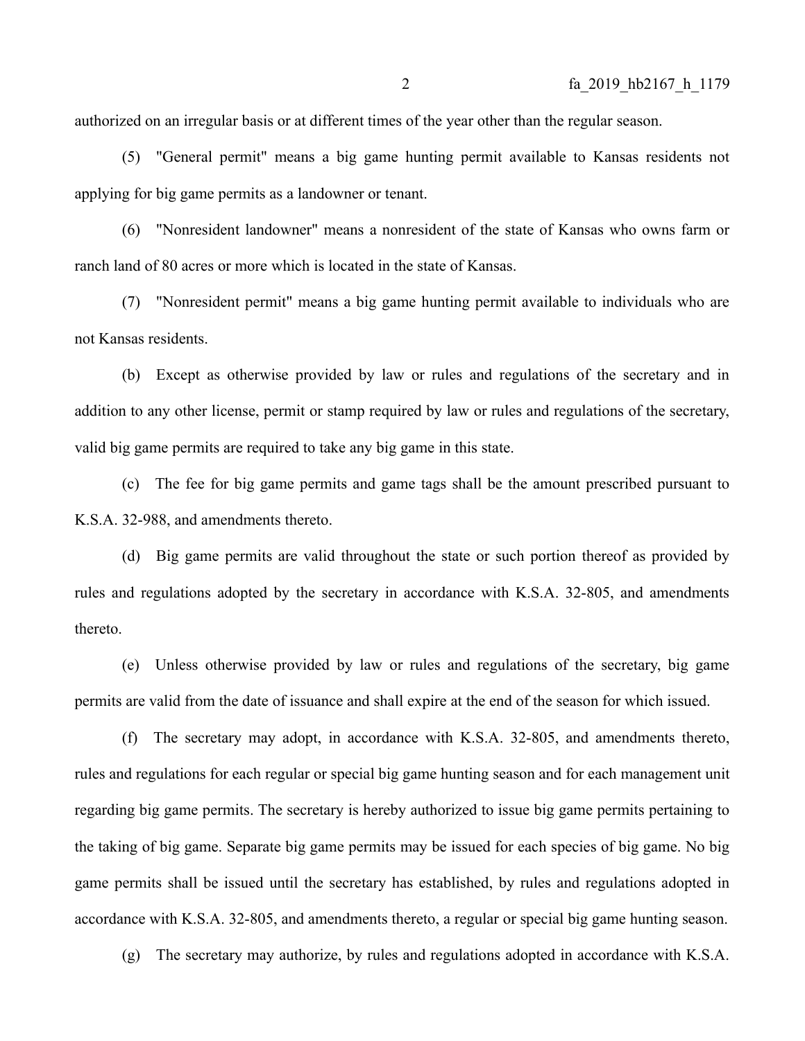authorized on an irregular basis or at different times of the year other than the regular season.

(5) "General permit" means a big game hunting permit available to Kansas residents not applying for big game permits as a landowner or tenant.

(6) "Nonresident landowner" means a nonresident of the state of Kansas who owns farm or ranch land of 80 acres or more which is located in the state of Kansas.

(7) "Nonresident permit" means a big game hunting permit available to individuals who are not Kansas residents.

(b) Except as otherwise provided by law or rules and regulations of the secretary and in addition to any other license, permit or stamp required by law or rules and regulations of the secretary, valid big game permits are required to take any big game in this state.

(c) The fee for big game permits and game tags shall be the amount prescribed pursuant to K.S.A. 32-988, and amendments thereto.

(d) Big game permits are valid throughout the state or such portion thereof as provided by rules and regulations adopted by the secretary in accordance with K.S.A. 32-805, and amendments thereto.

(e) Unless otherwise provided by law or rules and regulations of the secretary, big game permits are valid from the date of issuance and shall expire at the end of the season for which issued.

(f) The secretary may adopt, in accordance with K.S.A. 32-805, and amendments thereto, rules and regulations for each regular or special big game hunting season and for each management unit regarding big game permits. The secretary is hereby authorized to issue big game permits pertaining to the taking of big game. Separate big game permits may be issued for each species of big game. No big game permits shall be issued until the secretary has established, by rules and regulations adopted in accordance with K.S.A. 32-805, and amendments thereto, a regular or special big game hunting season.

(g) The secretary may authorize, by rules and regulations adopted in accordance with K.S.A.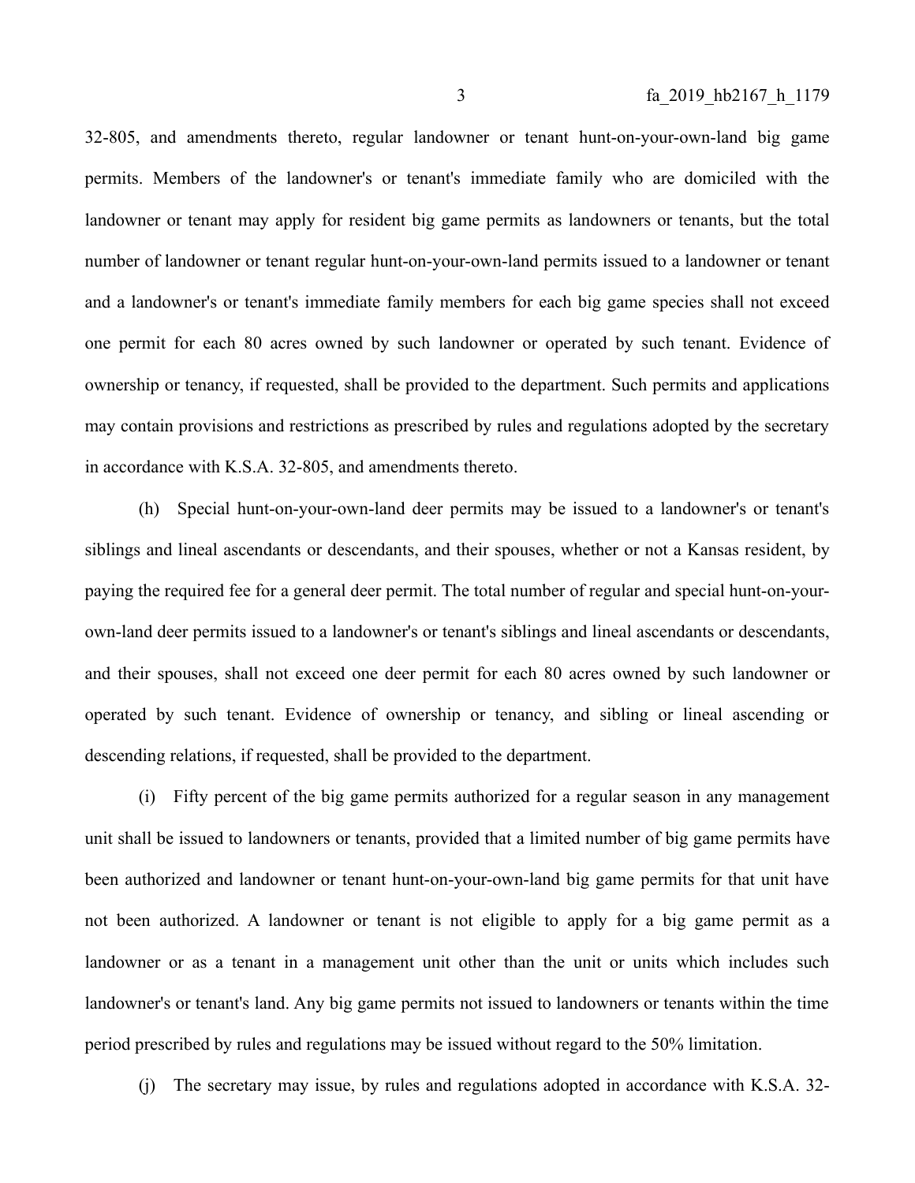32-805, and amendments thereto, regular landowner or tenant hunt-on-your-own-land big game permits. Members of the landowner's or tenant's immediate family who are domiciled with the landowner or tenant may apply for resident big game permits as landowners or tenants, but the total number of landowner or tenant regular hunt-on-your-own-land permits issued to a landowner or tenant and a landowner's or tenant's immediate family members for each big game species shall not exceed one permit for each 80 acres owned by such landowner or operated by such tenant. Evidence of ownership or tenancy, if requested, shall be provided to the department. Such permits and applications may contain provisions and restrictions as prescribed by rules and regulations adopted by the secretary in accordance with K.S.A. 32-805, and amendments thereto.

(h) Special hunt-on-your-own-land deer permits may be issued to a landowner's or tenant's siblings and lineal ascendants or descendants, and their spouses, whether or not a Kansas resident, by paying the required fee for a general deer permit. The total number of regular and special hunt-on-your-own-land deer permits issued to a landowner's or tenant's siblings and lineal ascendants or descendants, and their spouses, shall not exceed one deer permit for each 80 acres owned by such landowner or operated by such tenant. Evidence of ownership or tenancy, and sibling or lineal ascending or descending relations, if requested, shall be provided to the department.

(i) Fifty percent of the big game permits authorized for a regular season in any management unit shall be issued to landowners or tenants, provided that a limited number of big game permits have been authorized and landowner or tenant hunt-on-your-own-land big game permits for that unit have not been authorized. A landowner or tenant is not eligible to apply for a big game permit as a landowner or as a tenant in a management unit other than the unit or units which includes such landowner's or tenant's land. Any big game permits not issued to landowners or tenants within the time period prescribed by rules and regulations may be issued without regard to the 50% limitation.

(j) The secretary may issue, by rules and regulations adopted in accordance with K.S.A. 32-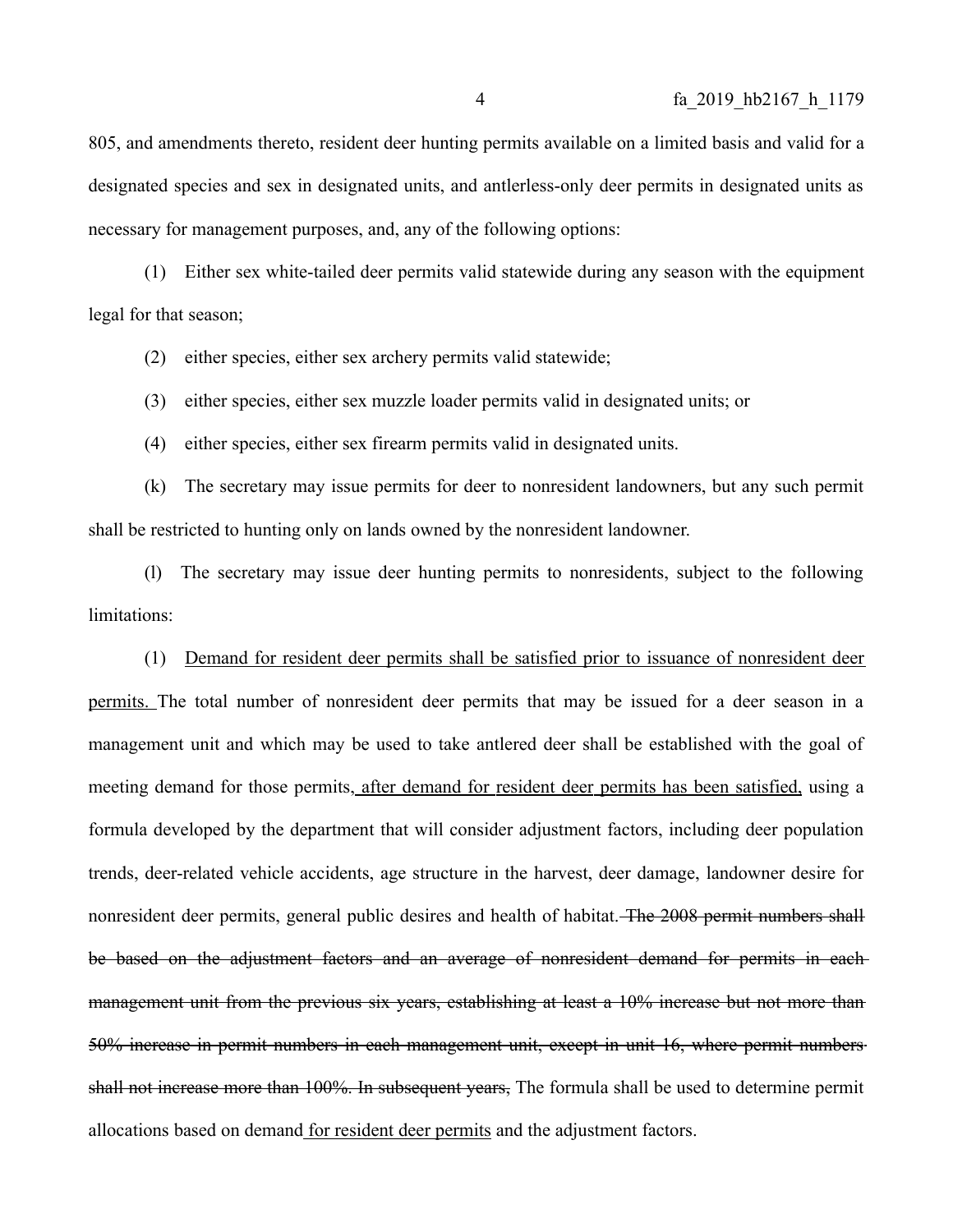805, and amendments thereto, resident deer hunting permits available on a limited basis and valid for a designated species and sex in designated units, and antlerless-only deer permits in designated units as necessary for management purposes, and, any of the following options:

(1) Either sex white-tailed deer permits valid statewide during any season with the equipment legal for that season;

(2) either species, either sex archery permits valid statewide;

(3) either species, either sex muzzle loader permits valid in designated units; or

(4) either species, either sex firearm permits valid in designated units.

(k) The secretary may issue permits for deer to nonresident landowners, but any such permit shall be restricted to hunting only on lands owned by the nonresident landowner.

(l) The secretary may issue deer hunting permits to nonresidents, subject to the following limitations:

(1) <u>Demand for resident deer permits shall be satisfied prior to issuance of nonresident deer permits.</u> The total number of nonresident deer permits that may be issued for a deer season in a management unit and which may be used to take antlered deer shall be established with the goal of meeting demand for those permits<u>, after demand for resident deer permits has been satisfied,</u> using a formula developed by the department that will consider adjustment factors, including deer population trends, deer-related vehicle accidents, age structure in the harvest, deer damage, landowner desire for nonresident deer permits, general public desires and health of habitat. ~~The 2008 permit numbers shall be based on the adjustment factors and an average of nonresident demand for permits in each management unit from the previous six years, establishing at least a 10% increase but not more than 50% increase in permit numbers in each management unit, except in unit 16, where permit numbers shall not increase more than 100%. In subsequent years,~~ The formula shall be used to determine permit allocations based on demand <u>for resident deer permits</u> and the adjustment factors.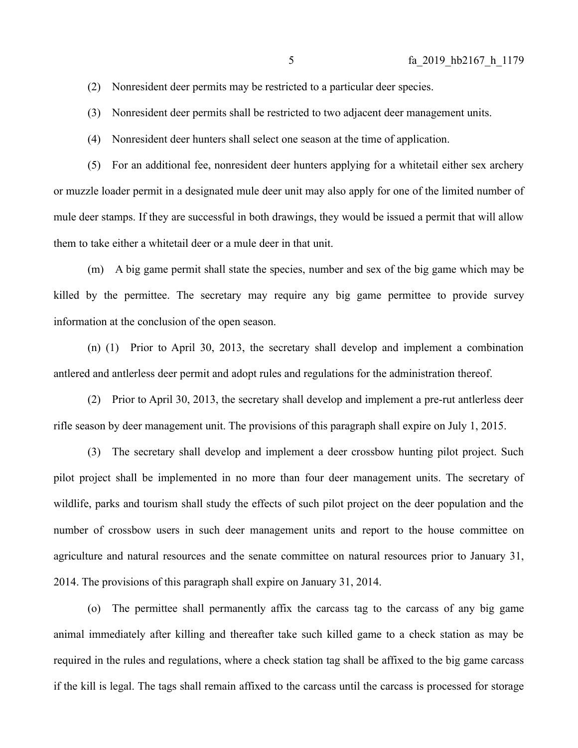(2) Nonresident deer permits may be restricted to a particular deer species.

(3) Nonresident deer permits shall be restricted to two adjacent deer management units.

(4) Nonresident deer hunters shall select one season at the time of application.

(5) For an additional fee, nonresident deer hunters applying for a whitetail either sex archery or muzzle loader permit in a designated mule deer unit may also apply for one of the limited number of mule deer stamps. If they are successful in both drawings, they would be issued a permit that will allow them to take either a whitetail deer or a mule deer in that unit.

(m) A big game permit shall state the species, number and sex of the big game which may be killed by the permittee. The secretary may require any big game permittee to provide survey information at the conclusion of the open season.

(n) (1) Prior to April 30, 2013, the secretary shall develop and implement a combination antlered and antlerless deer permit and adopt rules and regulations for the administration thereof.

(2) Prior to April 30, 2013, the secretary shall develop and implement a pre-rut antlerless deer rifle season by deer management unit. The provisions of this paragraph shall expire on July 1, 2015.

(3) The secretary shall develop and implement a deer crossbow hunting pilot project. Such pilot project shall be implemented in no more than four deer management units. The secretary of wildlife, parks and tourism shall study the effects of such pilot project on the deer population and the number of crossbow users in such deer management units and report to the house committee on agriculture and natural resources and the senate committee on natural resources prior to January 31, 2014. The provisions of this paragraph shall expire on January 31, 2014.

(o) The permittee shall permanently affix the carcass tag to the carcass of any big game animal immediately after killing and thereafter take such killed game to a check station as may be required in the rules and regulations, where a check station tag shall be affixed to the big game carcass if the kill is legal. The tags shall remain affixed to the carcass until the carcass is processed for storage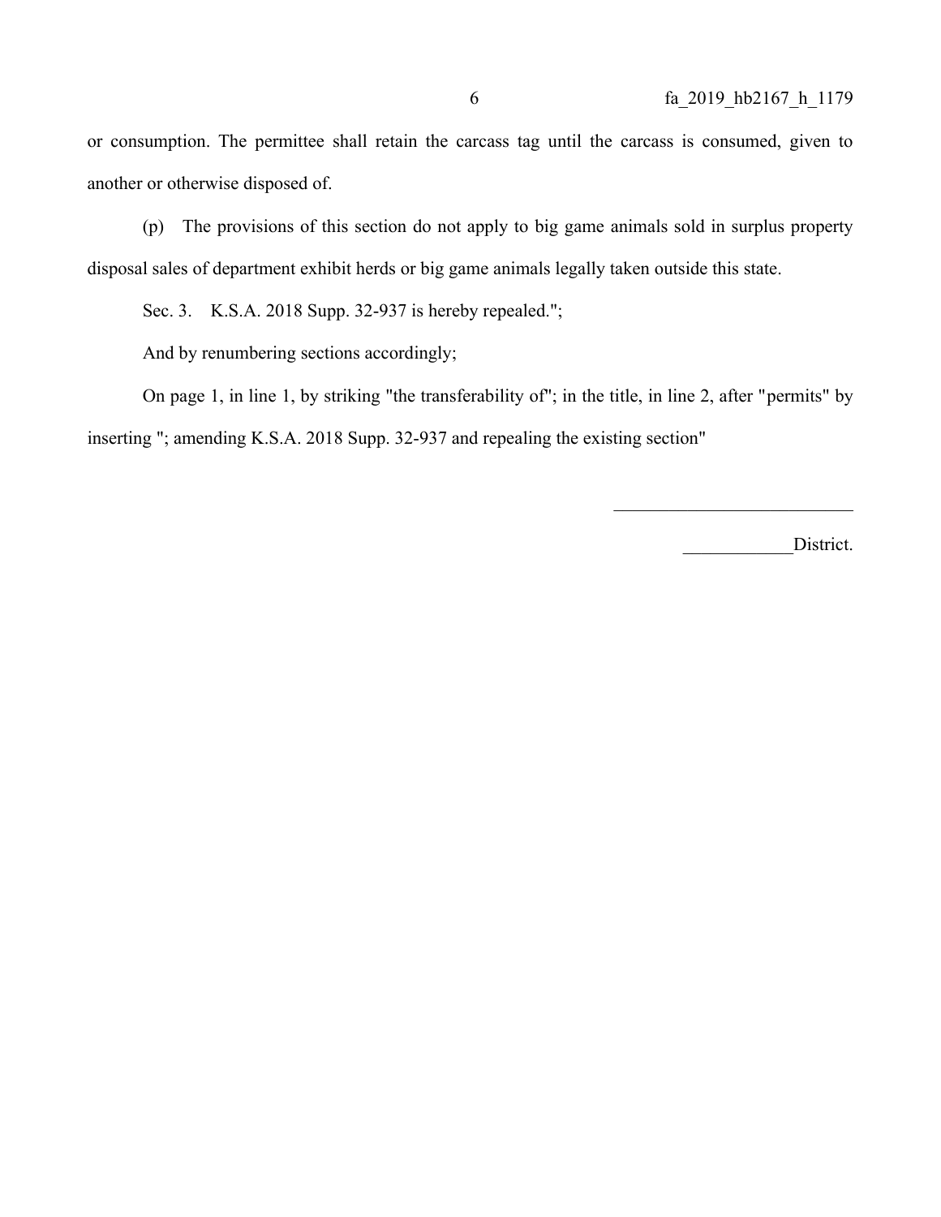or consumption. The permittee shall retain the carcass tag until the carcass is consumed, given to another or otherwise disposed of.

(p) The provisions of this section do not apply to big game animals sold in surplus property disposal sales of department exhibit herds or big game animals legally taken outside this state.

Sec. 3. K.S.A. 2018 Supp. 32-937 is hereby repealed.";

And by renumbering sections accordingly;

On page 1, in line 1, by striking "the transferability of"; in the title, in line 2, after "permits" by inserting "; amending K.S.A. 2018 Supp. 32-937 and repealing the existing section"

\_\_\_\_\_\_\_\_\_\_\_\_\_\_\_\_\_\_\_\_\_\_\_\_\_\_

\_\_\_\_\_\_\_\_\_\_\_\_District.